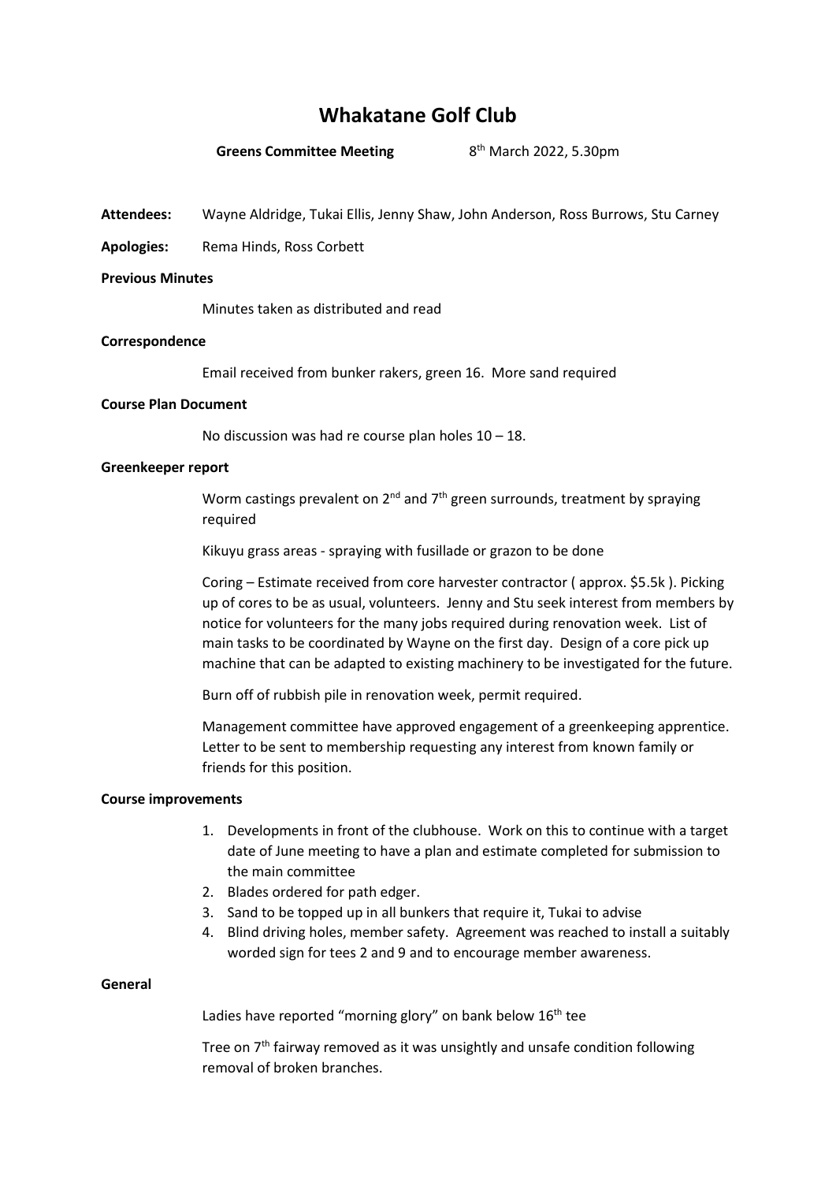# Whakatane Golf Club

**Greens Committee Meeting** 8th March 2022, 5.30pm

**Attendees:** Wayne Aldridge, Tukai Ellis, Jenny Shaw, John Anderson, Ross Burrows, Stu Carney

**Apologies:** Rema Hinds, Ross Corbett

**Previous Minutes**

Minutes taken as distributed and read

**Correspondence**

Email received from bunker rakers, green 16. More sand required

**Course Plan Document**

No discussion was had re course plan holes 10 – 18.

**Greenkeeper report**

Worm castings prevalent on 2nd and 7th green surrounds, treatment by spraying required

Kikuyu grass areas - spraying with fusillade or grazon to be done

Coring – Estimate received from core harvester contractor ( approx. $5.5k ). Picking up of cores to be as usual, volunteers. Jenny and Stu seek interest from members by notice for volunteers for the many jobs required during renovation week. List of main tasks to be coordinated by Wayne on the first day. Design of a core pick up machine that can be adapted to existing machinery to be investigated for the future.

Burn off of rubbish pile in renovation week, permit required.

Management committee have approved engagement of a greenkeeping apprentice. Letter to be sent to membership requesting any interest from known family or friends for this position.

**Course improvements**

1. Developments in front of the clubhouse. Work on this to continue with a target date of June meeting to have a plan and estimate completed for submission to the main committee
2. Blades ordered for path edger.
3. Sand to be topped up in all bunkers that require it, Tukai to advise
4. Blind driving holes, member safety. Agreement was reached to install a suitably worded sign for tees 2 and 9 and to encourage member awareness.

**General**

Ladies have reported "morning glory" on bank below 16th tee

Tree on 7th fairway removed as it was unsightly and unsafe condition following removal of broken branches.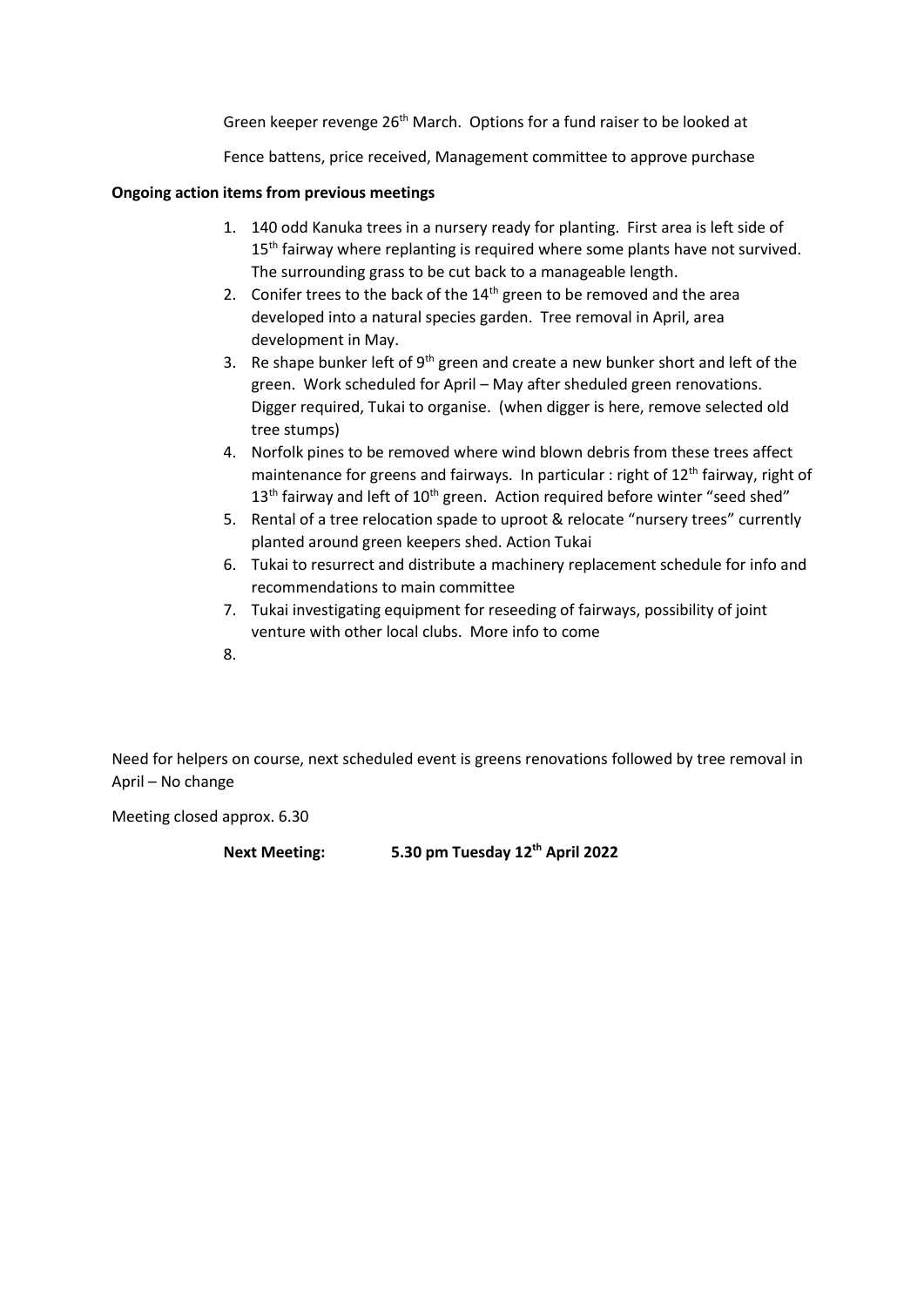Green keeper revenge 26th March. Options for a fund raiser to be looked at

Fence battens, price received, Management committee to approve purchase

**Ongoing action items from previous meetings**

1. 140 odd Kanuka trees in a nursery ready for planting. First area is left side of 15th fairway where replanting is required where some plants have not survived. The surrounding grass to be cut back to a manageable length.
2. Conifer trees to the back of the 14th green to be removed and the area developed into a natural species garden. Tree removal in April, area development in May.
3. Re shape bunker left of 9th green and create a new bunker short and left of the green. Work scheduled for April – May after sheduled green renovations. Digger required, Tukai to organise. (when digger is here, remove selected old tree stumps)
4. Norfolk pines to be removed where wind blown debris from these trees affect maintenance for greens and fairways. In particular : right of 12th fairway, right of 13th fairway and left of 10th green. Action required before winter "seed shed"
5. Rental of a tree relocation spade to uproot & relocate "nursery trees" currently planted around green keepers shed. Action Tukai
6. Tukai to resurrect and distribute a machinery replacement schedule for info and recommendations to main committee
7. Tukai investigating equipment for reseeding of fairways, possibility of joint venture with other local clubs. More info to come
8.

Need for helpers on course, next scheduled event is greens renovations followed by tree removal in April – No change

Meeting closed approx. 6.30

**Next Meeting: 5.30 pm Tuesday 12th April 2022**